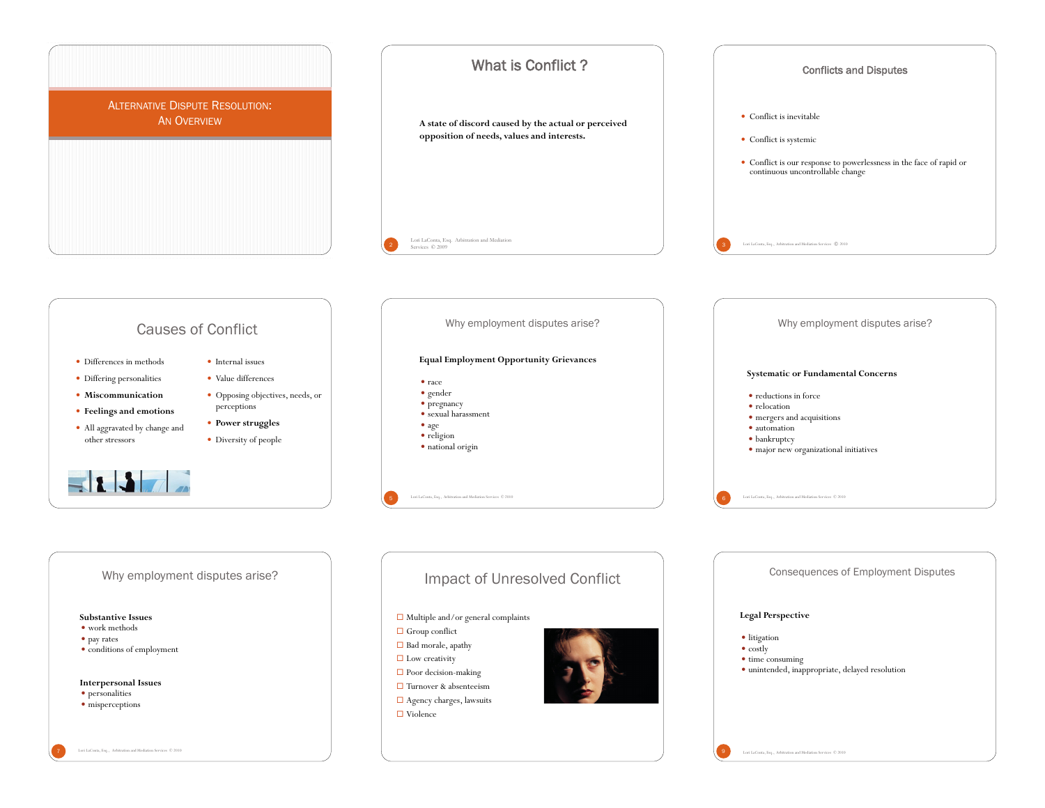# Alternative Dispute Resolution: An Overview

## What is Conflict ?

**A state of discord caused by the actual or perceived opposition of needs, values and interests.**

## Conflicts and Disputes

- Conflict is inevitable
- Conflict is systemic
- Conflict is our response to powerlessness in the face of rapid or continuous uncontrollable change

## Causes of Conflict

- Differences in methods
- Differing personalities
- **Miscommunication**
- **Feelings and emotions**
- All aggravated by change and other stressors
- Internal issues
- Value differences
- Opposing objectives, needs, or perceptions
- **Power struggles**
- Diversity of people

## Why employment disputes arise?

**Equal Employment Opportunity Grievances**

- race
- gender
- pregnancy
- sexual harassment
- age
- religion
- national origin

## Why employment disputes arise?

**Systematic or Fundamental Concerns**

- reductions in force
- relocation
- mergers and acquisitions
- automation
- bankruptcy
- major new organizational initiatives

## Why employment disputes arise?

**Substantive Issues**

- work methods
- pay rates
- conditions of employment

**Interpersonal Issues**

- personalities
- misperceptions

## Impact of Unresolved Conflict

- Multiple and/or general complaints
- Group conflict
- Bad morale, apathy
- Low creativity
- Poor decision-making
- Turnover & absenteeism
- Agency charges, lawsuits
- Violence

## Consequences of Employment Disputes

**Legal Perspective**

- litigation
- costly
- time consuming
- unintended, inappropriate, delayed resolution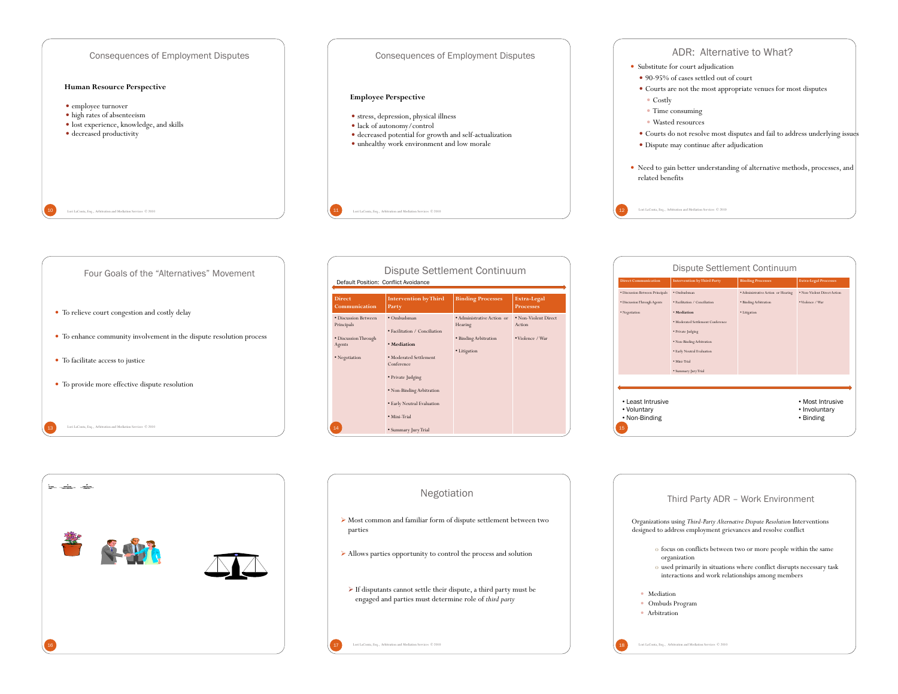## Consequences of Employment Disputes

**Human Resource Perspective**

- employee turnover
- high rates of absenteeism
- lost experience, knowledge, and skills
- decreased productivity

## Consequences of Employment Disputes

**Employee Perspective**

- stress, depression, physical illness
- lack of autonomy/control
- decreased potential for growth and self-actualization
- unhealthy work environment and low morale

## ADR: Alternative to What?

- Substitute for court adjudication
  - 90-95% of cases settled out of court
  - Courts are not the most appropriate venues for most disputes
    - Costly
    - Time consuming
    - Wasted resources
  - Courts do not resolve most disputes and fail to address underlying issues
  - Dispute may continue after adjudication
- Need to gain better understanding of alternative methods, processes, and related benefits

## Four Goals of the "Alternatives" Movement

- To relieve court congestion and costly delay
- To enhance community involvement in the dispute resolution process
- To facilitate access to justice
- To provide more effective dispute resolution

## Dispute Settlement Continuum

Default Position: Conflict Avoidance

| Direct Communication | Intervention by Third Party | Binding Processes | Extra-Legal Processes |
|---|---|---|---|
| • Discussion Between Principals<br>• Discussion Through Agents<br>• Negotiation | • Ombudsman<br>• Facilitation / Conciliation<br>• **Mediation**<br>• Moderated Settlement Conference<br>• Private Judging<br>• Non-Binding Arbitration<br>• Early Neutral Evaluation<br>• Mini-Trial<br>• Summary Jury Trial | • Administrative Action or Hearing<br>• Binding Arbitration<br>• Litigation | • Non-Violent Direct Action<br>• Violence / War |

## Dispute Settlement Continuum

| Direct Communication | Intervention by Third Party | Binding Processes | Extra-Legal Processes |
|---|---|---|---|
| • Discussion Between Principals<br>• Discussion Through Agents<br>• Negotiation | • Ombudsman<br>• Facilitation / Conciliation<br>• **Mediation**<br>• Moderated Settlement Conference<br>• Private Judging<br>• Non-Binding Arbitration<br>• Early Neutral Evaluation<br>• Mini-Trial<br>• Summary Jury Trial | • Administrative Action or Hearing<br>• Binding Arbitration<br>• Litigation | • Non-Violent Direct Action<br>• Violence / War |

- Least Intrusive
- Voluntary
- Non-Binding

- Most Intrusive
- Involuntary
- Binding

## Negotiation

- Most common and familiar form of dispute settlement between two parties
- Allows parties opportunity to control the process and solution
  - If disputants cannot settle their dispute, a third party must be engaged and parties must determine role of *third party*

## Third Party ADR – Work Environment

Organizations using *Third-Party Alternative Dispute Resolution* Interventions designed to address employment grievances and resolve conflict

- focus on conflicts between two or more people within the same organization
- used primarily in situations where conflict disrupts necessary task interactions and work relationships among members

- Mediation
- Ombuds Program
- Arbitration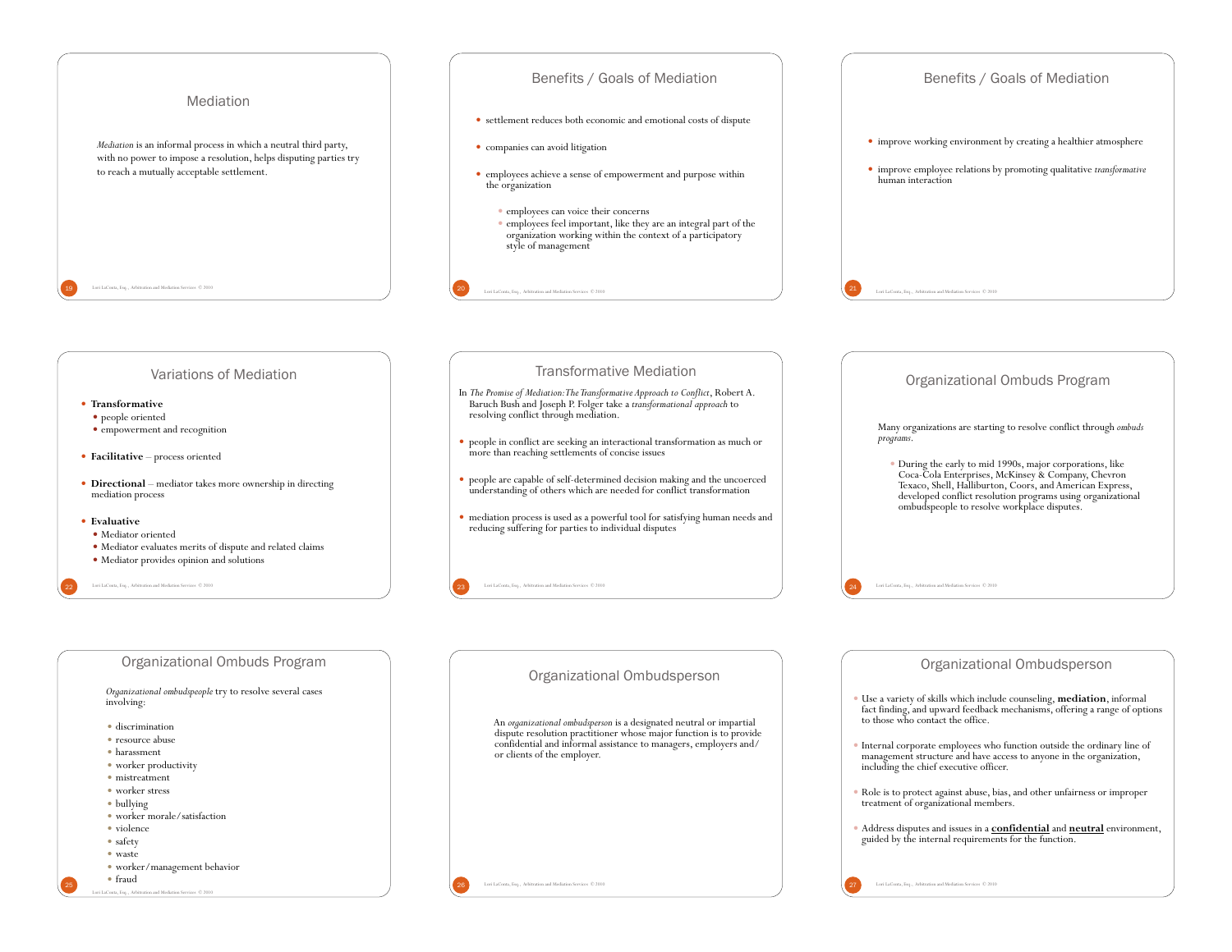## Mediation

*Mediation* is an informal process in which a neutral third party, with no power to impose a resolution, helps disputing parties try to reach a mutually acceptable settlement.

## Benefits / Goals of Mediation

- settlement reduces both economic and emotional costs of dispute
- companies can avoid litigation
- employees achieve a sense of empowerment and purpose within the organization
  - employees can voice their concerns
  - employees feel important, like they are an integral part of the organization working within the context of a participatory style of management

## Benefits / Goals of Mediation

- improve working environment by creating a healthier atmosphere
- improve employee relations by promoting qualitative *transformative* human interaction

## Variations of Mediation

- **Transformative**
  - people oriented
  - empowerment and recognition
- **Facilitative** – process oriented
- **Directional** – mediator takes more ownership in directing mediation process
- **Evaluative**
  - Mediator oriented
  - Mediator evaluates merits of dispute and related claims
  - Mediator provides opinion and solutions

## Transformative Mediation

In *The Promise of Mediation: The Transformative Approach to Conflict*, Robert A. Baruch Bush and Joseph P. Folger take a *transformational approach* to resolving conflict through mediation.

- people in conflict are seeking an interactional transformation as much or more than reaching settlements of concise issues
- people are capable of self-determined decision making and the uncoerced understanding of others which are needed for conflict transformation
- mediation process is used as a powerful tool for satisfying human needs and reducing suffering for parties to individual disputes

## Organizational Ombuds Program

Many organizations are starting to resolve conflict through *ombuds programs*.

- During the early to mid 1990s, major corporations, like Coca-Cola Enterprises, McKinsey & Company, Chevron Texaco, Shell, Halliburton, Coors, and American Express, developed conflict resolution programs using organizational ombudspeople to resolve workplace disputes.

## Organizational Ombuds Program

*Organizational ombudspeople* try to resolve several cases involving:

- discrimination
- resource abuse
- harassment
- worker productivity
- mistreatment
- worker stress
- bullying
- worker morale/satisfaction
- violence
- safety
- waste
- worker/management behavior
- fraud

## Organizational Ombudsperson

An *organizational ombudsperson* is a designated neutral or impartial dispute resolution practitioner whose major function is to provide confidential and informal assistance to managers, employers and/or clients of the employer.

## Organizational Ombudsperson

- Use a variety of skills which include counseling, **mediation**, informal fact finding, and upward feedback mechanisms, offering a range of options to those who contact the office.
- Internal corporate employees who function outside the ordinary line of management structure and have access to anyone in the organization, including the chief executive officer.
- Role is to protect against abuse, bias, and other unfairness or improper treatment of organizational members.
- Address disputes and issues in a **confidential** and **neutral** environment, guided by the internal requirements for the function.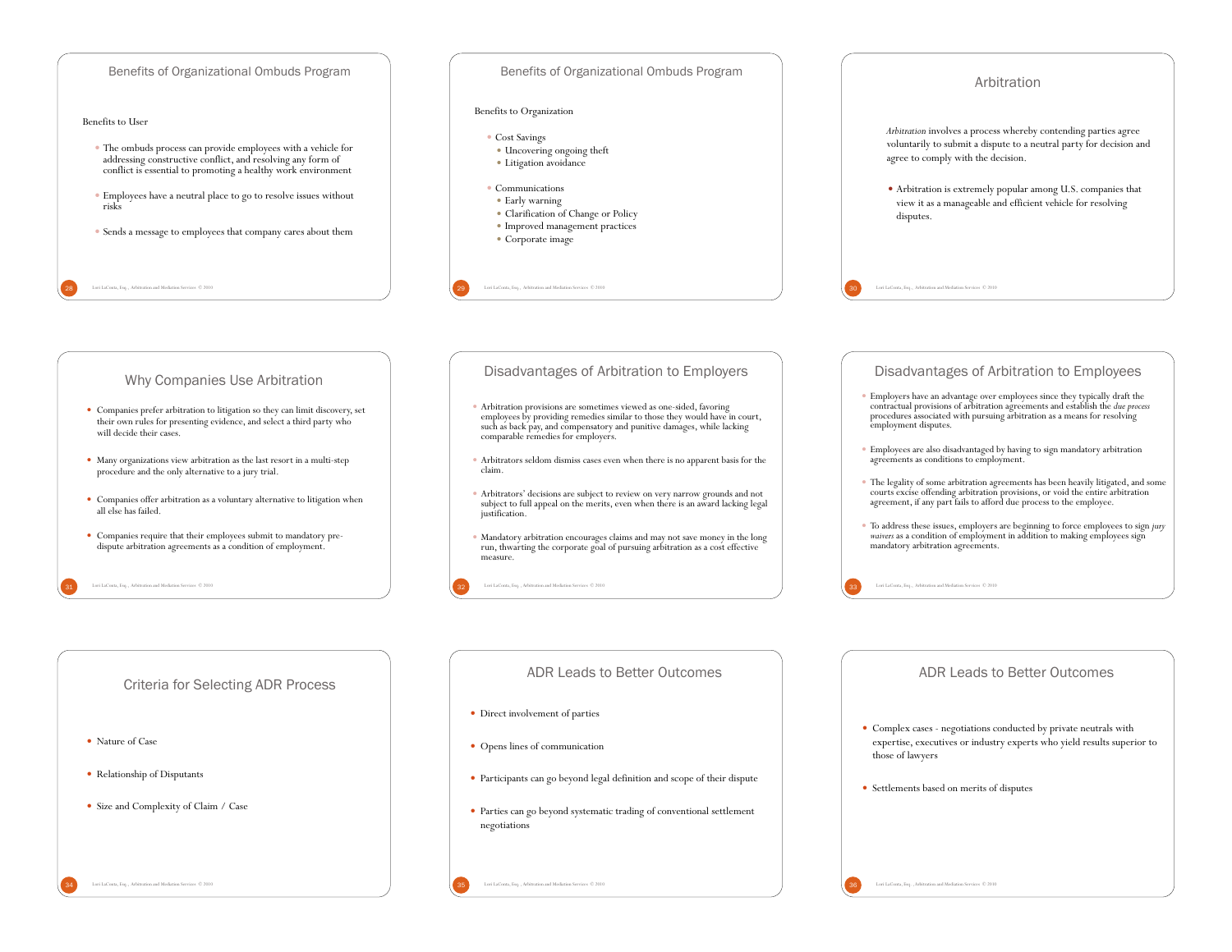## Benefits of Organizational Ombuds Program

Benefits to User

- The ombuds process can provide employees with a vehicle for addressing constructive conflict, and resolving any form of conflict is essential to promoting a healthy work environment
- Employees have a neutral place to go to resolve issues without risks
- Sends a message to employees that company cares about them

## Benefits of Organizational Ombuds Program

Benefits to Organization

- Cost Savings
  - Uncovering ongoing theft
  - Litigation avoidance
- Communications
  - Early warning
  - Clarification of Change or Policy
  - Improved management practices
  - Corporate image

## Arbitration

*Arbitration* involves a process whereby contending parties agree voluntarily to submit a dispute to a neutral party for decision and agree to comply with the decision.

- Arbitration is extremely popular among U.S. companies that view it as a manageable and efficient vehicle for resolving disputes.

## Why Companies Use Arbitration

- Companies prefer arbitration to litigation so they can limit discovery, set their own rules for presenting evidence, and select a third party who will decide their cases.
- Many organizations view arbitration as the last resort in a multi-step procedure and the only alternative to a jury trial.
- Companies offer arbitration as a voluntary alternative to litigation when all else has failed.
- Companies require that their employees submit to mandatory pre-dispute arbitration agreements as a condition of employment.

## Disadvantages of Arbitration to Employers

- Arbitration provisions are sometimes viewed as one-sided, favoring employees by providing remedies similar to those they would have in court, such as back pay, and compensatory and punitive damages, while lacking comparable remedies for employers.
- Arbitrators seldom dismiss cases even when there is no apparent basis for the claim.
- Arbitrators' decisions are subject to review on very narrow grounds and not subject to full appeal on the merits, even when there is an award lacking legal justification.
- Mandatory arbitration encourages claims and may not save money in the long run, thwarting the corporate goal of pursuing arbitration as a cost effective measure.

## Disadvantages of Arbitration to Employees

- Employers have an advantage over employees since they typically draft the contractual provisions of arbitration agreements and establish the *due process* procedures associated with pursuing arbitration as a means for resolving employment disputes.
- Employees are also disadvantaged by having to sign mandatory arbitration agreements as conditions to employment.
- The legality of some arbitration agreements has been heavily litigated, and some courts excise offending arbitration provisions, or void the entire arbitration agreement, if any part fails to afford due process to the employee.
- To address these issues, employers are beginning to force employees to sign *jury waivers* as a condition of employment in addition to making employees sign mandatory arbitration agreements.

## Criteria for Selecting ADR Process

- Nature of Case
- Relationship of Disputants
- Size and Complexity of Claim / Case

## ADR Leads to Better Outcomes

- Direct involvement of parties
- Opens lines of communication
- Participants can go beyond legal definition and scope of their dispute
- Parties can go beyond systematic trading of conventional settlement negotiations

## ADR Leads to Better Outcomes

- Complex cases - negotiations conducted by private neutrals with expertise, executives or industry experts who yield results superior to those of lawyers
- Settlements based on merits of disputes